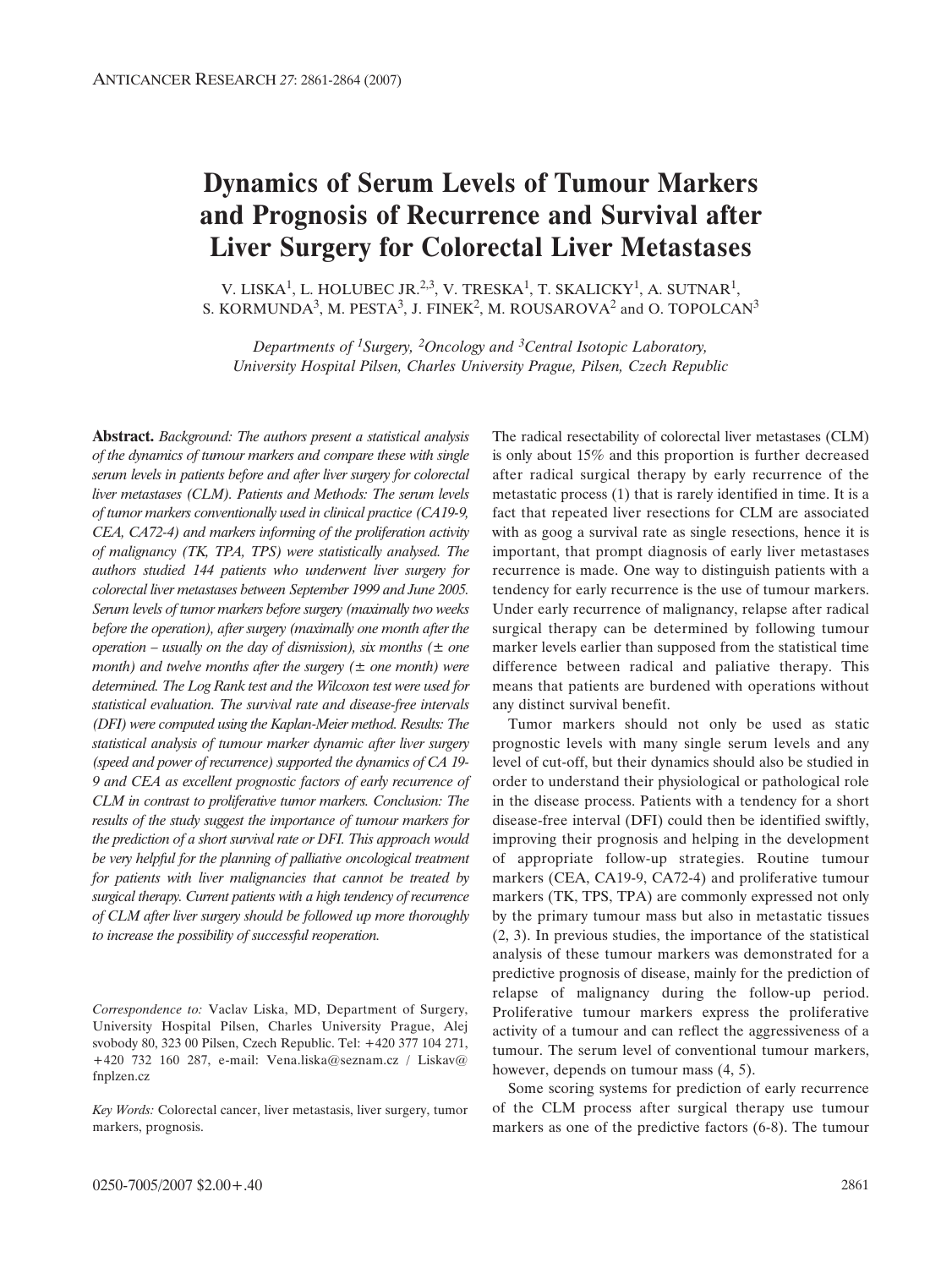# Dynamics of Serum Levels of Tumour Markers and Prognosis of Recurrence and Survival after Liver Surgery for Colorectal Liver Metastases

V. LISKA[1], L. HOLUBEC JR.[2,3], V. TRESKA[1], T. SKALICKY[1], A. SUTNAR[1], S. KORMUNDA[3], M. PESTA[3], J. FINEK[2], M. ROUSAROVA[2] and O. TOPOLCAN[3]

*Departments of [1]Surgery, [2]Oncology and [3]Central Isotopic Laboratory, University Hospital Pilsen, Charles University Prague, Pilsen, Czech Republic*

**Abstract.** *Background: The authors present a statistical analysis of the dynamics of tumour markers and compare these with single serum levels in patients before and after liver surgery for colorectal liver metastases (CLM). Patients and Methods: The serum levels of tumor markers conventionally used in clinical practice (CA19-9, CEA, CA72-4) and markers informing of the proliferation activity of malignancy (TK, TPA, TPS) were statistically analysed. The authors studied 144 patients who underwent liver surgery for colorectal liver metastases between September 1999 and June 2005. Serum levels of tumor markers before surgery (maximally two weeks before the operation), after surgery (maximally one month after the operation – usually on the day of dismission), six months (± one month) and twelve months after the surgery (± one month) were determined. The Log Rank test and the Wilcoxon test were used for statistical evaluation. The survival rate and disease-free intervals (DFI) were computed using the Kaplan-Meier method. Results: The statistical analysis of tumour marker dynamic after liver surgery (speed and power of recurrence) supported the dynamics of CA 19-9 and CEA as excellent prognostic factors of early recurrence of CLM in contrast to proliferative tumor markers. Conclusion: The results of the study suggest the importance of tumour markers for the prediction of a short survival rate or DFI. This approach would be very helpful for the planning of palliative oncological treatment for patients with liver malignancies that cannot be treated by surgical therapy. Current patients with a high tendency of recurrence of CLM after liver surgery should be followed up more thoroughly to increase the possibility of successful reoperation.*

*Correspondence to:* Vaclav Liska, MD, Department of Surgery, University Hospital Pilsen, Charles University Prague, Alej svobody 80, 323 00 Pilsen, Czech Republic. Tel: +420 377 104 271, +420 732 160 287, e-mail: Vena.liska@seznam.cz / Liskav@fnplzen.cz

*Key Words:* Colorectal cancer, liver metastasis, liver surgery, tumor markers, prognosis.

The radical resectability of colorectal liver metastases (CLM) is only about 15% and this proportion is further decreased after radical surgical therapy by early recurrence of the metastatic process (1) that is rarely identified in time. It is a fact that repeated liver resections for CLM are associated with as goog a survival rate as single resections, hence it is important, that prompt diagnosis of early liver metastases recurrence is made. One way to distinguish patients with a tendency for early recurrence is the use of tumour markers. Under early recurrence of malignancy, relapse after radical surgical therapy can be determined by following tumour marker levels earlier than supposed from the statistical time difference between radical and paliative therapy. This means that patients are burdened with operations without any distinct survival benefit.

Tumor markers should not only be used as static prognostic levels with many single serum levels and any level of cut-off, but their dynamics should also be studied in order to understand their physiological or pathological role in the disease process. Patients with a tendency for a short disease-free interval (DFI) could then be identified swiftly, improving their prognosis and helping in the development of appropriate follow-up strategies. Routine tumour markers (CEA, CA19-9, CA72-4) and proliferative tumour markers (TK, TPS, TPA) are commonly expressed not only by the primary tumour mass but also in metastatic tissues (2, 3). In previous studies, the importance of the statistical analysis of these tumour markers was demonstrated for a predictive prognosis of disease, mainly for the prediction of relapse of malignancy during the follow-up period. Proliferative tumour markers express the proliferative activity of a tumour and can reflect the aggressiveness of a tumour. The serum level of conventional tumour markers, however, depends on tumour mass (4, 5).

Some scoring systems for prediction of early recurrence of the CLM process after surgical therapy use tumour markers as one of the predictive factors (6-8). The tumour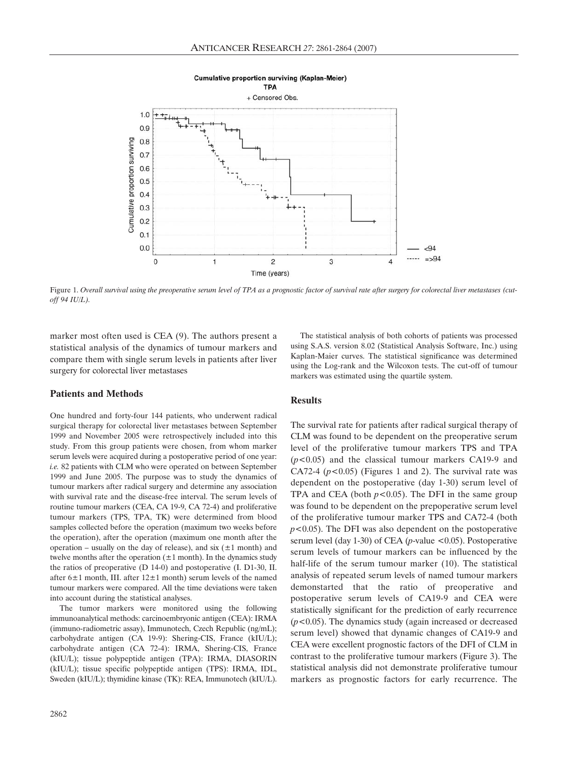Figure 1. *Overall survival using the preoperative serum level of TPA as a prognostic factor of survival rate after surgery for colorectal liver metastases (cut-off 94 IU/L).*

marker most often used is CEA (9). The authors present a statistical analysis of the dynamics of tumour markers and compare them with single serum levels in patients after liver surgery for colorectal liver metastases

## Patients and Methods

One hundred and forty-four 144 patients, who underwent radical surgical therapy for colorectal liver metastases between September 1999 and November 2005 were retrospectively included into this study. From this group patients were chosen, from whom marker serum levels were acquired during a postoperative period of one year: *i.e.* 82 patients with CLM who were operated on between September 1999 and June 2005. The purpose was to study the dynamics of tumour markers after radical surgery and determine any association with survival rate and the disease-free interval. The serum levels of routine tumour markers (CEA, CA 19-9, CA 72-4) and proliferative tumour markers (TPS, TPA, TK) were determined from blood samples collected before the operation (maximum two weeks before the operation), after the operation (maximum one month after the operation – usually on the day of release), and six (±1 month) and twelve months after the operation (±1 month). In the dynamics study the ratios of preoperative (D 14-0) and postoperative (I. D1-30, II. after 6±1 month, III. after 12±1 month) serum levels of the named tumour markers were compared. All the time deviations were taken into account during the statistical analyses.

The tumor markers were monitored using the following immunoanalytical methods: carcinoembryonic antigen (CEA): IRMA (immuno-radiometric assay), Immunotech, Czech Republic (ng/mL); carbohydrate antigen (CA 19-9): Shering-CIS, France (kIU/L); carbohydrate antigen (CA 72-4): IRMA, Shering-CIS, France (kIU/L); tissue polypeptide antigen (TPA): IRMA, DIASORIN (kIU/L); tissue specific polypeptide antigen (TPS): IRMA, IDL, Sweden (kIU/L); thymidine kinase (TK): REA, Immunotech (kIU/L).

The statistical analysis of both cohorts of patients was processed using S.A.S. version 8.02 (Statistical Analysis Software, Inc.) using Kaplan-Maier curves. The statistical significance was determined using the Log-rank and the Wilcoxon tests. The cut-off of tumour markers was estimated using the quartile system.

## Results

The survival rate for patients after radical surgical therapy of CLM was found to be dependent on the preoperative serum level of the proliferative tumour markers TPS and TPA ($p<0.05$) and the classical tumour markers CA19-9 and CA72-4 ($p<0.05$) (Figures 1 and 2). The survival rate was dependent on the postoperative (day 1-30) serum level of TPA and CEA (both $p<0.05$). The DFI in the same group was found to be dependent on the prepoperative serum level of the proliferative tumour marker TPS and CA72-4 (both $p<0.05$). The DFI was also dependent on the postoperative serum level (day 1-30) of CEA ($p$-value $<0.05$). Postoperative serum levels of tumour markers can be influenced by the half-life of the serum tumour marker (10). The statistical analysis of repeated serum levels of named tumour markers demonstarted that the ratio of preoperative and postoperative serum levels of CA19-9 and CEA were statistically significant for the prediction of early recurrence ($p<0.05$). The dynamics study (again increased or decreased serum level) showed that dynamic changes of CA19-9 and CEA were excellent prognostic factors of the DFI of CLM in contrast to the proliferative tumour markers (Figure 3). The statistical analysis did not demonstrate proliferative tumour markers as prognostic factors for early recurrence. The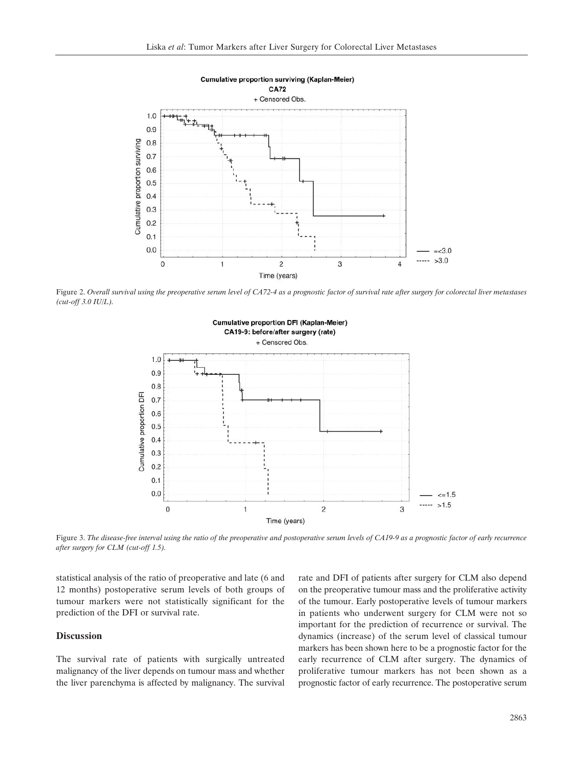Figure 2. *Overall survival using the preoperative serum level of CA72-4 as a prognostic factor of survival rate after surgery for colorectal liver metastases (cut-off 3.0 IU/L).*

Figure 3. *The disease-free interval using the ratio of the preoperative and postoperative serum levels of CA19-9 as a prognostic factor of early recurrence after surgery for CLM (cut-off 1.5).*

statistical analysis of the ratio of preoperative and late (6 and 12 months) postoperative serum levels of both groups of tumour markers were not statistically significant for the prediction of the DFI or survival rate.

## Discussion

The survival rate of patients with surgically untreated malignancy of the liver depends on tumour mass and whether the liver parenchyma is affected by malignancy. The survival rate and DFI of patients after surgery for CLM also depend on the preoperative tumour mass and the proliferative activity of the tumour. Early postoperative levels of tumour markers in patients who underwent surgery for CLM were not so important for the prediction of recurrence or survival. The dynamics (increase) of the serum level of classical tumour markers has been shown here to be a prognostic factor for the early recurrence of CLM after surgery. The dynamics of proliferative tumour markers has not been shown as a prognostic factor of early recurrence. The postoperative serum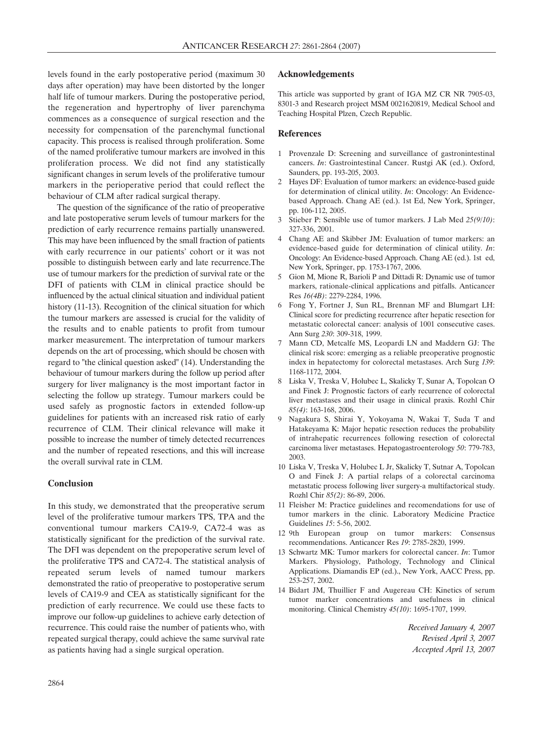levels found in the early postoperative period (maximum 30 days after operation) may have been distorted by the longer half life of tumour markers. During the postoperative period, the regeneration and hypertrophy of liver parenchyma commences as a consequence of surgical resection and the necessity for compensation of the parenchymal functional capacity. This process is realised through proliferation. Some of the named proliferative tumour markers are involved in this proliferation process. We did not find any statistically significant changes in serum levels of the proliferative tumour markers in the perioperative period that could reflect the behaviour of CLM after radical surgical therapy.

The question of the significance of the ratio of preoperative and late postoperative serum levels of tumour markers for the prediction of early recurrence remains partially unanswered. This may have been influenced by the small fraction of patients with early recurrence in our patients' cohort or it was not possible to distinguish between early and late recurrence.The use of tumour markers for the prediction of survival rate or the DFI of patients with CLM in clinical practice should be influenced by the actual clinical situation and individual patient history (11-13). Recognition of the clinical situation for which the tumour markers are assessed is crucial for the validity of the results and to enable patients to profit from tumour marker measurement. The interpretation of tumour markers depends on the art of processing, which should be chosen with regard to "the clinical question asked" (14). Understanding the behaviour of tumour markers during the follow up period after surgery for liver malignancy is the most important factor in selecting the follow up strategy. Tumour markers could be used safely as prognostic factors in extended follow-up guidelines for patients with an increased risk ratio of early recurrence of CLM. Their clinical relevance will make it possible to increase the number of timely detected recurrences and the number of repeated resections, and this will increase the overall survival rate in CLM.

## Conclusion

In this study, we demonstrated that the preoperative serum level of the proliferative tumour markers TPS, TPA and the conventional tumour markers CA19-9, CA72-4 was as statistically significant for the prediction of the survival rate. The DFI was dependent on the prepoperative serum level of the proliferative TPS and CA72-4. The statistical analysis of repeated serum levels of named tumour markers demonstrated the ratio of preoperative to postoperative serum levels of CA19-9 and CEA as statistically significant for the prediction of early recurrence. We could use these facts to improve our follow-up guidelines to achieve early detection of recurrence. This could raise the number of patients who, with repeated surgical therapy, could achieve the same survival rate as patients having had a single surgical operation.

## Acknowledgements

This article was supported by grant of IGA MZ CR NR 7905-03, 8301-3 and Research project MSM 0021620819, Medical School and Teaching Hospital Plzen, Czech Republic.

## References

1. Provenzale D: Screening and surveillance of gastronintestinal cancers. *In*: Gastrointestinal Cancer. Rustgi AK (ed.). Oxford, Saunders, pp. 193-205, 2003.
2. Hayes DF: Evaluation of tumor markers: an evidence-based guide for determination of clinical utility. *In*: Oncology: An Evidence-based Approach. Chang AE (ed.). 1st Ed, New York, Springer, pp. 106-112, 2005.
3. Stieber P: Sensible use of tumor markers. J Lab Med *25(9/10)*: 327-336, 2001.
4. Chang AE and Skibber JM: Evaluation of tumor markers: an evidence-based guide for determination of clinical utility. *In*: Oncology: An Evidence-based Approach. Chang AE (ed.). 1st ed, New York, Springer, pp. 1753-1767, 2006.
5. Gion M, Mione R, Barioli P and Dittadi R: Dynamic use of tumor markers, rationale-clinical applications and pitfalls. Anticancer Res *16(4B)*: 2279-2284, 1996.
6. Fong Y, Fortner J, Sun RL, Brennan MF and Blumgart LH: Clinical score for predicting recurrence after hepatic resection for metastatic colorectal cancer: analysis of 1001 consecutive cases. Ann Surg *230*: 309-318, 1999.
7. Mann CD, Metcalfe MS, Leopardi LN and Maddern GJ: The clinical risk score: emerging as a reliable preoperative prognostic index in hepatectomy for colorectal metastases. Arch Surg *139*: 1168-1172, 2004.
8. Liska V, Treska V, Holubec L, Skalicky T, Sunar A, Topolcan O and Finek J: Prognostic factors of early recurrence of colorectal liver metastases and their usage in clinical praxis. Rozhl Chir *85(4)*: 163-168, 2006.
9. Nagakura S, Shirai Y, Yokoyama N, Wakai T, Suda T and Hatakeyama K: Major hepatic resection reduces the probability of intrahepatic recurrences following resection of colorectal carcinoma liver metastases. Hepatogastroenterology *50*: 779-783, 2003.
10. Liska V, Treska V, Holubec L Jr, Skalicky T, Sutnar A, Topolcan O and Finek J: A partial relaps of a colorectal carcinoma metastatic process following liver surgery-a multifactorical study. Rozhl Chir *85(2)*: 86-89, 2006.
11. Fleisher M: Practice guidelines and recomendations for use of tumor markers in the clinic. Laboratory Medicine Practice Guidelines *15*: 5-56, 2002.
12. 9th European group on tumor markers: Consensus recommendations. Anticancer Res *19*: 2785-2820, 1999.
13. Schwartz MK: Tumor markers for colorectal cancer. *In*: Tumor Markers. Physiology, Pathology, Technology and Clinical Applications. Diamandis EP (ed.)., New York, AACC Press, pp. 253-257, 2002.
14. Bidart JM, Thuillier F and Augereau CH: Kinetics of serum tumor marker concentrations and usefulness in clinical monitoring. Clinical Chemistry *45(10)*: 1695-1707, 1999.

*Received January 4, 2007*
*Revised April 3, 2007*
*Accepted April 13, 2007*